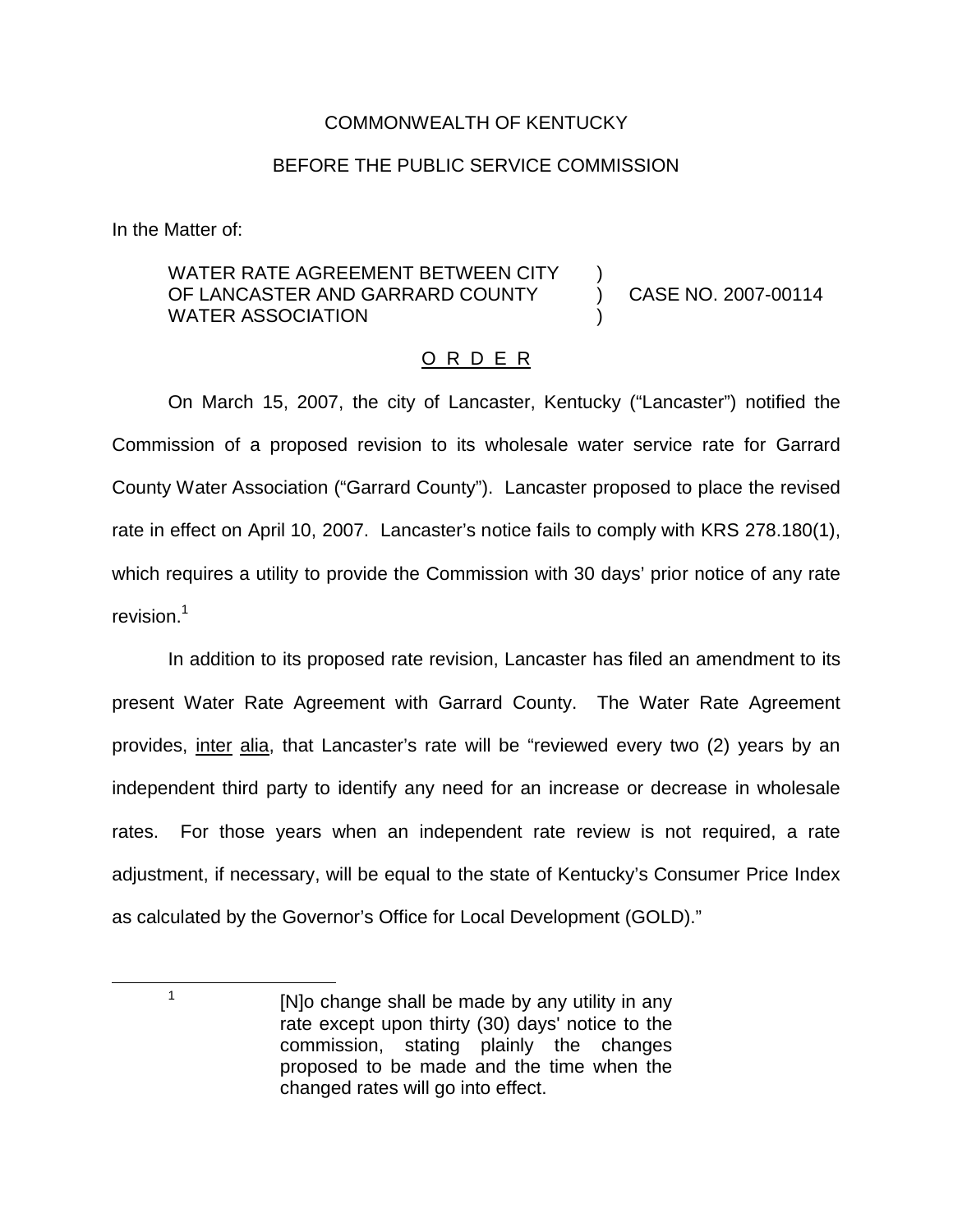COMMONWEALTH OF KENTUCKY

BEFORE THE PUBLIC SERVICE COMMISSION

In the Matter of:

WATER RATE AGREEMENT BETWEEN CITY OF LANCASTER AND GARRARD COUNTY WATER ASSOCIATION ) CASE NO. 2007-00114

O R D E R

On March 15, 2007, the city of Lancaster, Kentucky ("Lancaster") notified the Commission of a proposed revision to its wholesale water service rate for Garrard County Water Association ("Garrard County"). Lancaster proposed to place the revised rate in effect on April 10, 2007. Lancaster's notice fails to comply with KRS 278.180(1), which requires a utility to provide the Commission with 30 days' prior notice of any rate revision.[1]

In addition to its proposed rate revision, Lancaster has filed an amendment to its present Water Rate Agreement with Garrard County. The Water Rate Agreement provides, inter alia, that Lancaster's rate will be "reviewed every two (2) years by an independent third party to identify any need for an increase or decrease in wholesale rates. For those years when an independent rate review is not required, a rate adjustment, if necessary, will be equal to the state of Kentucky's Consumer Price Index as calculated by the Governor's Office for Local Development (GOLD)."

---

[1] [N]o change shall be made by any utility in any rate except upon thirty (30) days' notice to the commission, stating plainly the changes proposed to be made and the time when the changed rates will go into effect.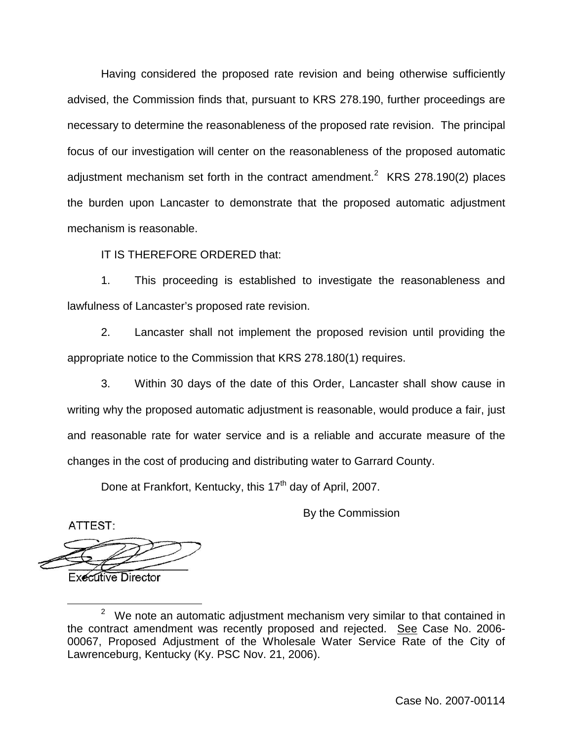Having considered the proposed rate revision and being otherwise sufficiently advised, the Commission finds that, pursuant to KRS 278.190, further proceedings are necessary to determine the reasonableness of the proposed rate revision. The principal focus of our investigation will center on the reasonableness of the proposed automatic adjustment mechanism set forth in the contract amendment.[2] KRS 278.190(2) places the burden upon Lancaster to demonstrate that the proposed automatic adjustment mechanism is reasonable.

IT IS THEREFORE ORDERED that:

1. This proceeding is established to investigate the reasonableness and lawfulness of Lancaster's proposed rate revision.

2. Lancaster shall not implement the proposed revision until providing the appropriate notice to the Commission that KRS 278.180(1) requires.

3. Within 30 days of the date of this Order, Lancaster shall show cause in writing why the proposed automatic adjustment is reasonable, would produce a fair, just and reasonable rate for water service and is a reliable and accurate measure of the changes in the cost of producing and distributing water to Garrard County.

Done at Frankfort, Kentucky, this 17th day of April, 2007.

By the Commission

ATTEST:

Executive Director

[2] We note an automatic adjustment mechanism very similar to that contained in the contract amendment was recently proposed and rejected. See Case No. 2006-00067, Proposed Adjustment of the Wholesale Water Service Rate of the City of Lawrenceburg, Kentucky (Ky. PSC Nov. 21, 2006).

Case No. 2007-00114